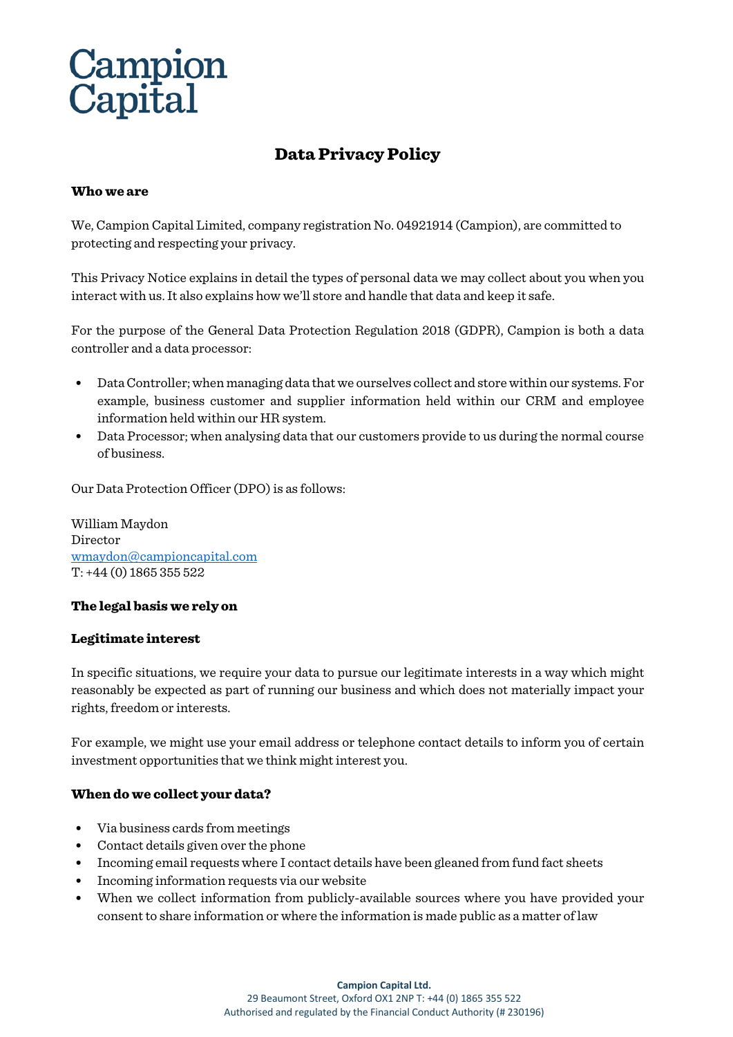# Campion Capital

## Data Privacy Policy

### Who we are

We, Campion Capital Limited, company registration No. 04921914 (Campion), are committed to protecting and respecting your privacy.

This Privacy Notice explains in detail the types of personal data we may collect about you when you interact with us. It also explains how we'll store and handle that data and keep it safe.

For the purpose of the General Data Protection Regulation 2018 (GDPR), Campion is both a data controller and a data processor:

- Data Controller; when managing data that we ourselves collect and store within our systems. For example, business customer and supplier information held within our CRM and employee information held within our HR system.
- Data Processor; when analysing data that our customers provide to us during the normal course of business.

Our Data Protection Officer (DPO) is as follows:

William Maydon
Director
wmaydon@campioncapital.com
T: +44 (0) 1865 355 522

### The legal basis we rely on

### Legitimate interest

In specific situations, we require your data to pursue our legitimate interests in a way which might reasonably be expected as part of running our business and which does not materially impact your rights, freedom or interests.

For example, we might use your email address or telephone contact details to inform you of certain investment opportunities that we think might interest you.

### When do we collect your data?

- Via business cards from meetings
- Contact details given over the phone
- Incoming email requests where I contact details have been gleaned from fund fact sheets
- Incoming information requests via our website
- When we collect information from publicly-available sources where you have provided your consent to share information or where the information is made public as a matter of law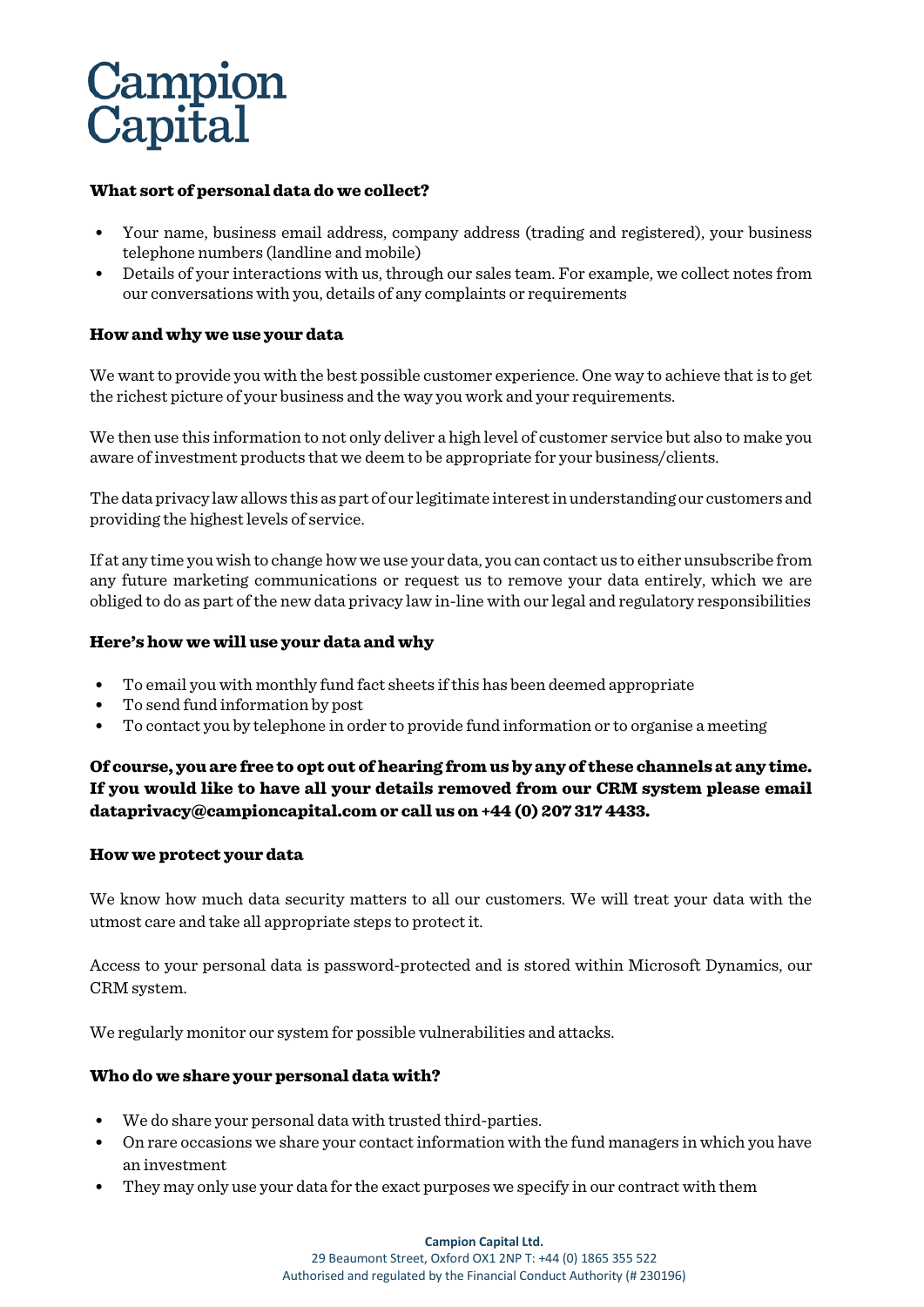### What sort of personal data do we collect?

- Your name, business email address, company address (trading and registered), your business telephone numbers (landline and mobile)
- Details of your interactions with us, through our sales team. For example, we collect notes from our conversations with you, details of any complaints or requirements

### How and why we use your data

We want to provide you with the best possible customer experience. One way to achieve that is to get the richest picture of your business and the way you work and your requirements.

We then use this information to not only deliver a high level of customer service but also to make you aware of investment products that we deem to be appropriate for your business/clients.

The data privacy law allows this as part of our legitimate interest in understanding our customers and providing the highest levels of service.

If at any time you wish to change how we use your data, you can contact us to either unsubscribe from any future marketing communications or request us to remove your data entirely, which we are obliged to do as part of the new data privacy law in-line with our legal and regulatory responsibilities

### Here's how we will use your data and why

- To email you with monthly fund fact sheets if this has been deemed appropriate
- To send fund information by post
- To contact you by telephone in order to provide fund information or to organise a meeting

**Of course, you are free to opt out of hearing from us by any of these channels at any time. If you would like to have all your details removed from our CRM system please email dataprivacy@campioncapital.com or call us on +44 (0) 207 317 4433.**

### How we protect your data

We know how much data security matters to all our customers. We will treat your data with the utmost care and take all appropriate steps to protect it.

Access to your personal data is password-protected and is stored within Microsoft Dynamics, our CRM system.

We regularly monitor our system for possible vulnerabilities and attacks.

### Who do we share your personal data with?

- We do share your personal data with trusted third-parties.
- On rare occasions we share your contact information with the fund managers in which you have an investment
- They may only use your data for the exact purposes we specify in our contract with them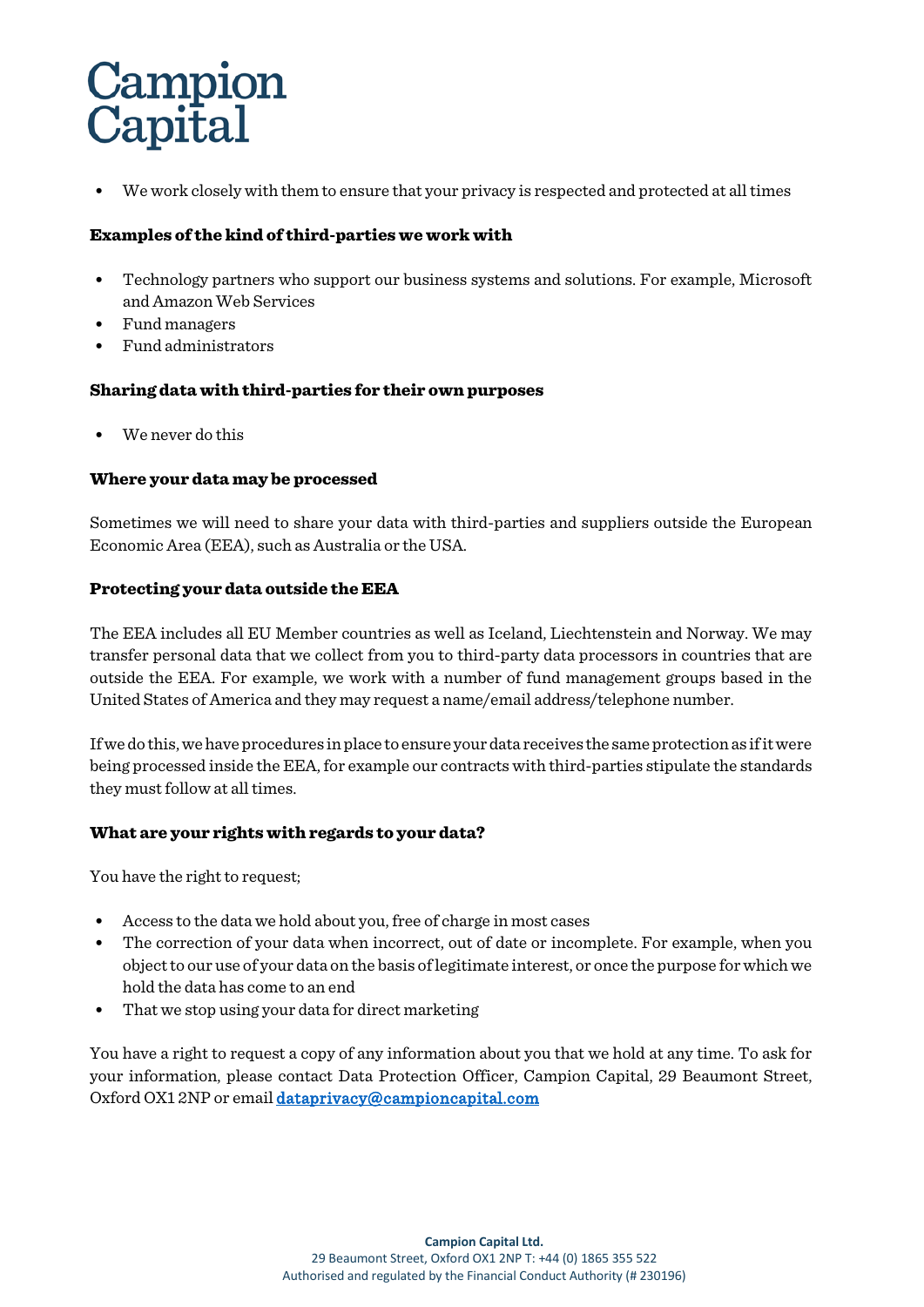- We work closely with them to ensure that your privacy is respected and protected at all times

**Examples of the kind of third-parties we work with**

- Technology partners who support our business systems and solutions. For example, Microsoft and Amazon Web Services
- Fund managers
- Fund administrators

**Sharing data with third-parties for their own purposes**

- We never do this

**Where your data may be processed**

Sometimes we will need to share your data with third-parties and suppliers outside the European Economic Area (EEA), such as Australia or the USA.

**Protecting your data outside the EEA**

The EEA includes all EU Member countries as well as Iceland, Liechtenstein and Norway. We may transfer personal data that we collect from you to third-party data processors in countries that are outside the EEA. For example, we work with a number of fund management groups based in the United States of America and they may request a name/email address/telephone number.

If we do this, we have procedures in place to ensure your data receives the same protection as if it were being processed inside the EEA, for example our contracts with third-parties stipulate the standards they must follow at all times.

**What are your rights with regards to your data?**

You have the right to request;

- Access to the data we hold about you, free of charge in most cases
- The correction of your data when incorrect, out of date or incomplete. For example, when you object to our use of your data on the basis of legitimate interest, or once the purpose for which we hold the data has come to an end
- That we stop using your data for direct marketing

You have a right to request a copy of any information about you that we hold at any time. To ask for your information, please contact Data Protection Officer, Campion Capital, 29 Beaumont Street, Oxford OX1 2NP or email [dataprivacy@campioncapital.com](mailto:dataprivacy@campioncapital.com)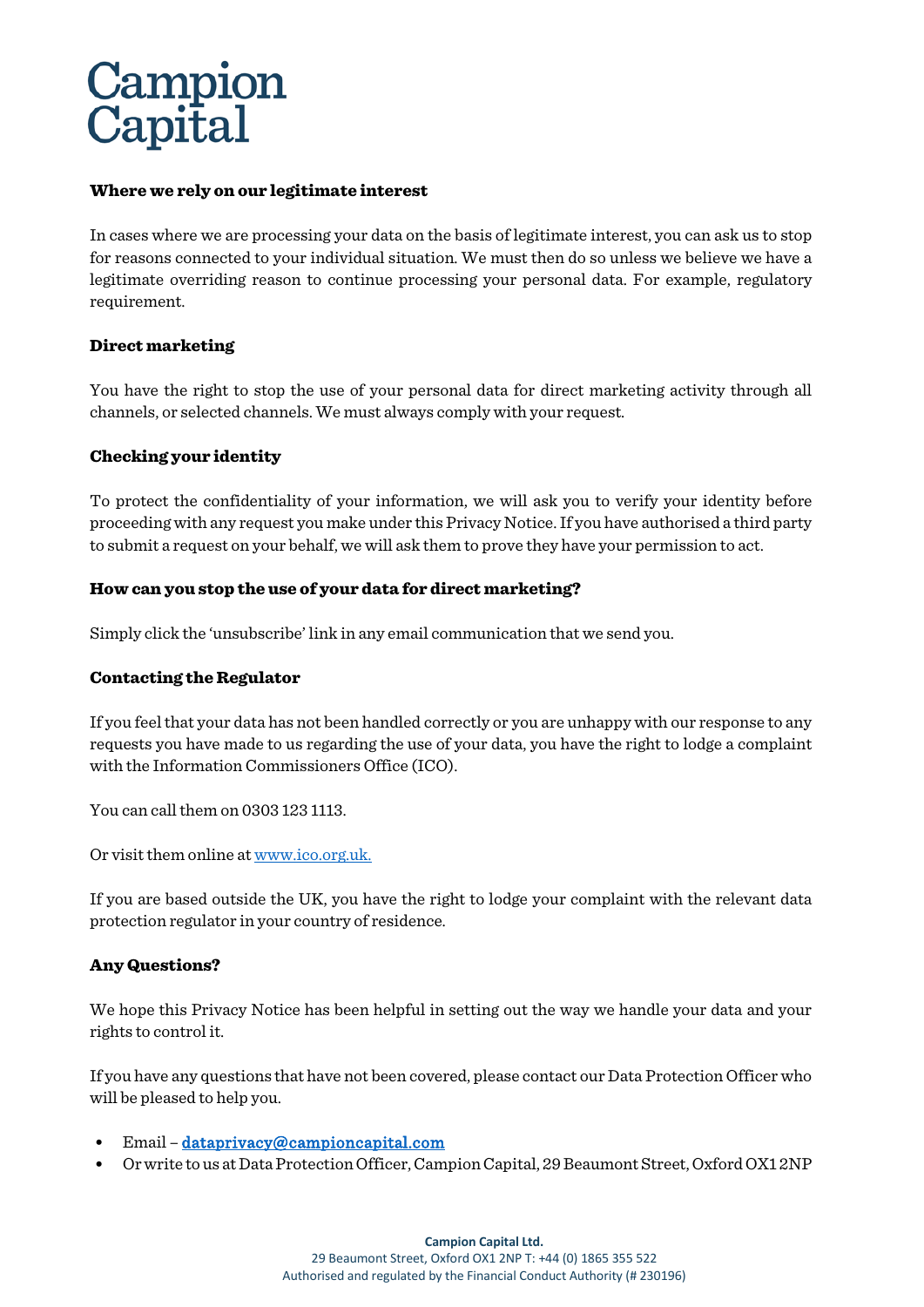### Where we rely on our legitimate interest

In cases where we are processing your data on the basis of legitimate interest, you can ask us to stop for reasons connected to your individual situation. We must then do so unless we believe we have a legitimate overriding reason to continue processing your personal data. For example, regulatory requirement.

### Direct marketing

You have the right to stop the use of your personal data for direct marketing activity through all channels, or selected channels. We must always comply with your request.

### Checking your identity

To protect the confidentiality of your information, we will ask you to verify your identity before proceeding with any request you make under this Privacy Notice. If you have authorised a third party to submit a request on your behalf, we will ask them to prove they have your permission to act.

### How can you stop the use of your data for direct marketing?

Simply click the 'unsubscribe' link in any email communication that we send you.

### Contacting the Regulator

If you feel that your data has not been handled correctly or you are unhappy with our response to any requests you have made to us regarding the use of your data, you have the right to lodge a complaint with the Information Commissioners Office (ICO).

You can call them on 0303 123 1113.

Or visit them online at [www.ico.org.uk.](http://www.ico.org.uk)

If you are based outside the UK, you have the right to lodge your complaint with the relevant data protection regulator in your country of residence.

### Any Questions?

We hope this Privacy Notice has been helpful in setting out the way we handle your data and your rights to control it.

If you have any questions that have not been covered, please contact our Data Protection Officer who will be pleased to help you.

- Email – **dataprivacy@campioncapital.com**
- Or write to us at Data Protection Officer, Campion Capital, 29 Beaumont Street, Oxford OX1 2NP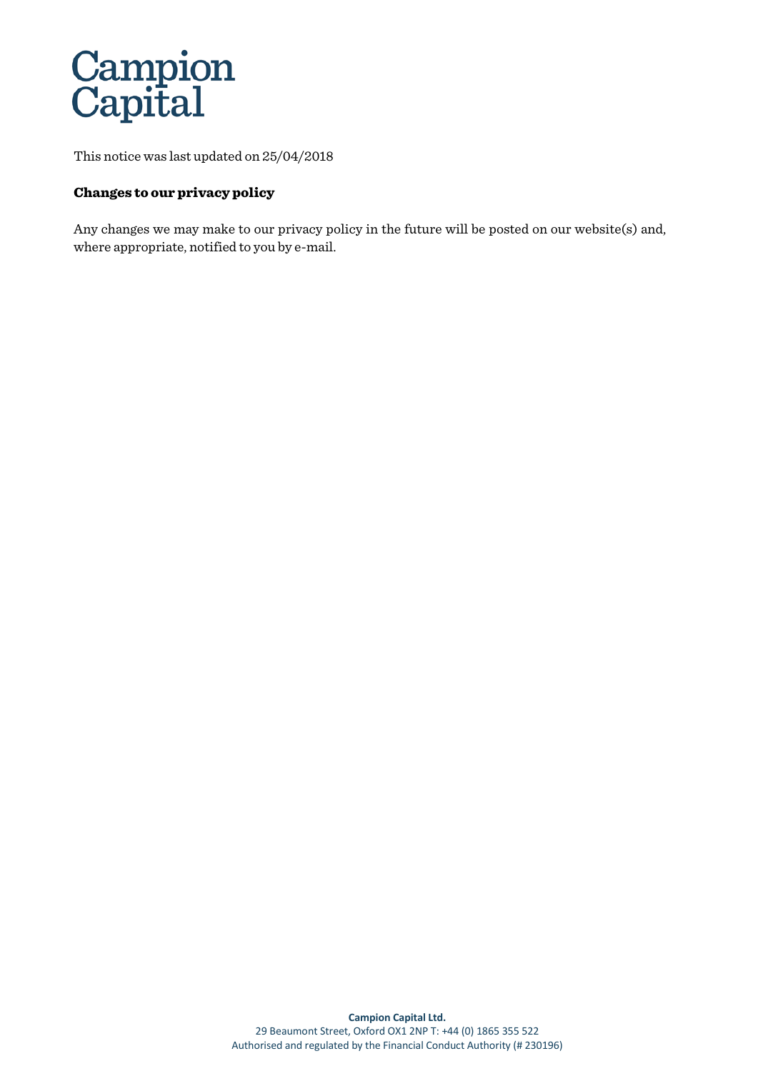This notice was last updated on 25/04/2018

**Changes to our privacy policy**

Any changes we may make to our privacy policy in the future will be posted on our website(s) and, where appropriate, notified to you by e-mail.